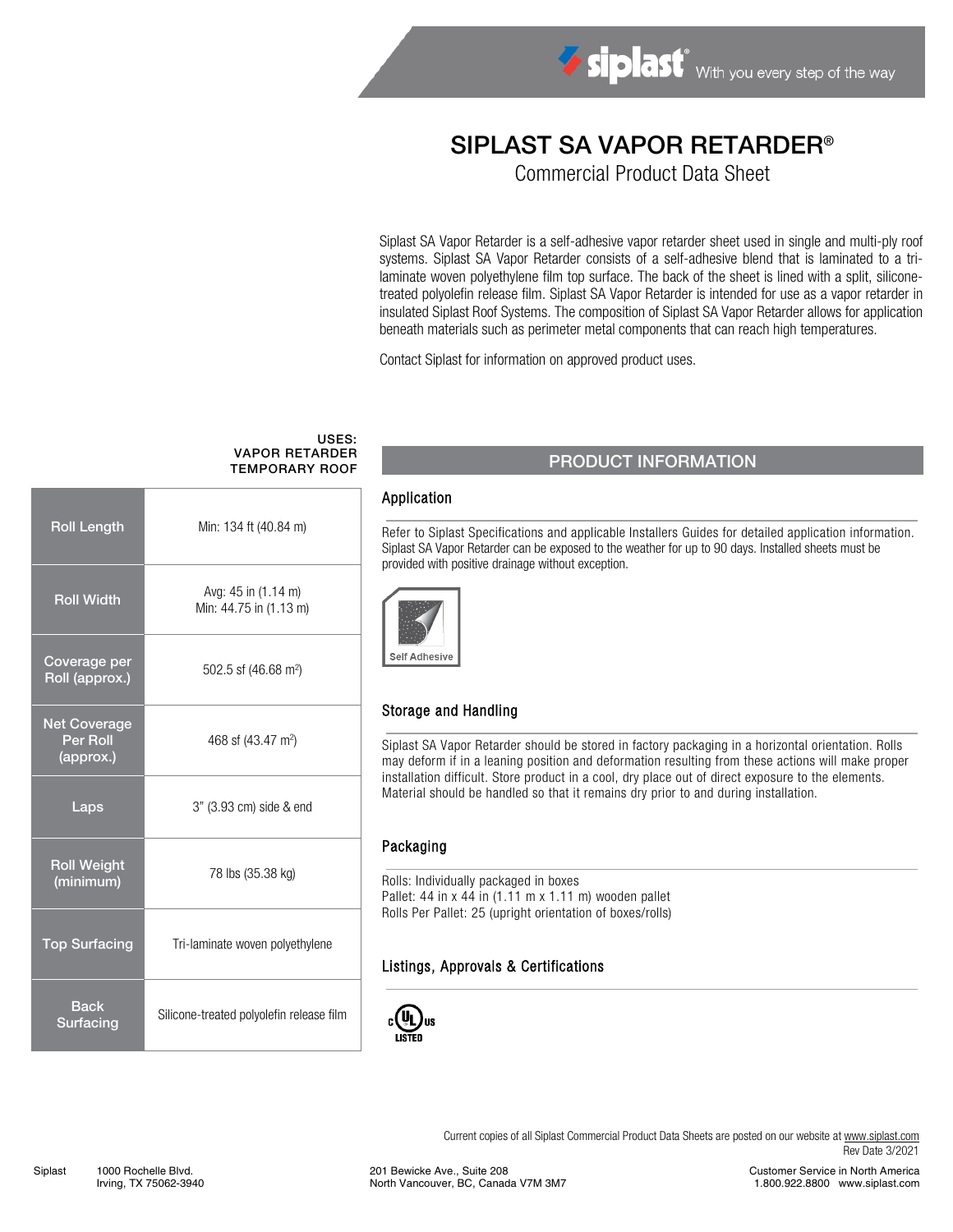# SIPLAST SA VAPOR RETARDER®

Commercial Product Data Sheet

Siplast SA Vapor Retarder is a self-adhesive vapor retarder sheet used in single and multi-ply roof systems. Siplast SA Vapor Retarder consists of a self-adhesive blend that is laminated to a tri-laminate woven polyethylene film top surface. The back of the sheet is lined with a split, silicone-treated polyolefin release film. Siplast SA Vapor Retarder is intended for use as a vapor retarder in insulated Siplast Roof Systems. The composition of Siplast SA Vapor Retarder allows for application beneath materials such as perimeter metal components that can reach high temperatures.

Contact Siplast for information on approved product uses.

**USES:**
**VAPOR RETARDER**
**TEMPORARY ROOF**

| | |
|---|---|
| Roll Length | Min: 134 ft (40.84 m) |
| Roll Width | Avg: 45 in (1.14 m)<br>Min: 44.75 in (1.13 m) |
| Coverage per Roll (approx.) | 502.5 sf (46.68 m²) |
| Net Coverage Per Roll (approx.) | 468 sf (43.47 m²) |
| Laps | 3" (3.93 cm) side & end |
| Roll Weight (minimum) | 78 lbs (35.38 kg) |
| Top Surfacing | Tri-laminate woven polyethylene |
| Back Surfacing | Silicone-treated polyolefin release film |

## PRODUCT INFORMATION

### Application

Refer to Siplast Specifications and applicable Installers Guides for detailed application information. Siplast SA Vapor Retarder can be exposed to the weather for up to 90 days. Installed sheets must be provided with positive drainage without exception.

Self Adhesive

### Storage and Handling

Siplast SA Vapor Retarder should be stored in factory packaging in a horizontal orientation. Rolls may deform if in a leaning position and deformation resulting from these actions will make proper installation difficult. Store product in a cool, dry place out of direct exposure to the elements. Material should be handled so that it remains dry prior to and during installation.

### Packaging

Rolls: Individually packaged in boxes
Pallet: 44 in x 44 in (1.11 m x 1.11 m) wooden pallet
Rolls Per Pallet: 25 (upright orientation of boxes/rolls)

### Listings, Approvals & Certifications

c UL us LISTED

Current copies of all Siplast Commercial Product Data Sheets are posted on our website at www.siplast.com
Rev Date 3/2021

Siplast 1000 Rochelle Blvd. Irving, TX 75062-3940 | 201 Bewicke Ave., Suite 208 North Vancouver, BC, Canada V7M 3M7 | Customer Service in North America 1.800.922.8800 www.siplast.com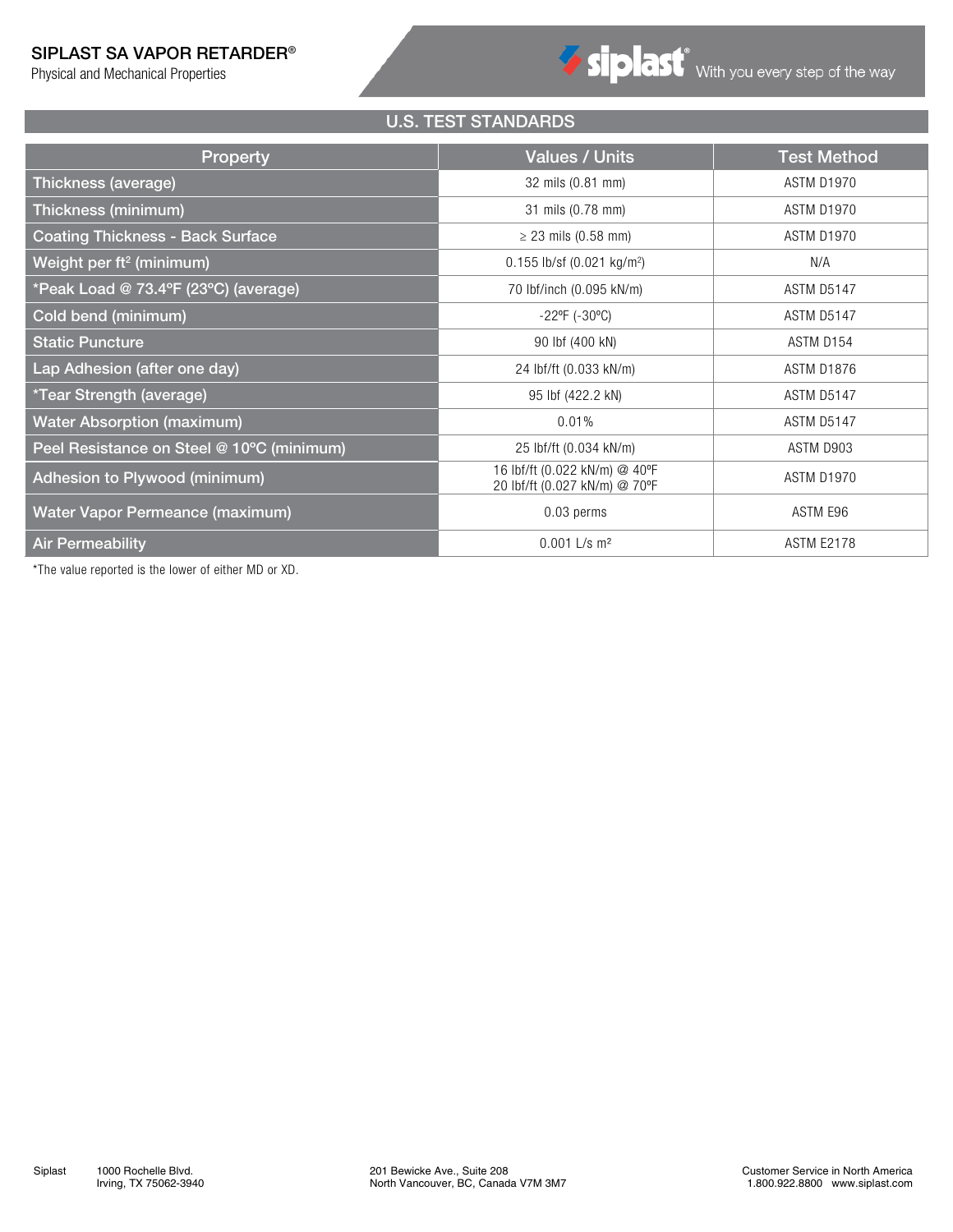# SIPLAST SA VAPOR RETARDER®

Physical and Mechanical Properties

## U.S. TEST STANDARDS

| Property | Values / Units | Test Method |
|---|---|---|
| Thickness (average) | 32 mils (0.81 mm) | ASTM D1970 |
| Thickness (minimum) | 31 mils (0.78 mm) | ASTM D1970 |
| Coating Thickness - Back Surface | ≥ 23 mils (0.58 mm) | ASTM D1970 |
| Weight per ft² (minimum) | 0.155 lb/sf (0.021 kg/m²) | N/A |
| *Peak Load @ 73.4ºF (23ºC) (average) | 70 lbf/inch (0.095 kN/m) | ASTM D5147 |
| Cold bend (minimum) | -22ºF (-30ºC) | ASTM D5147 |
| Static Puncture | 90 lbf (400 kN) | ASTM D154 |
| Lap Adhesion (after one day) | 24 lbf/ft (0.033 kN/m) | ASTM D1876 |
| *Tear Strength (average) | 95 lbf (422.2 kN) | ASTM D5147 |
| Water Absorption (maximum) | 0.01% | ASTM D5147 |
| Peel Resistance on Steel @ 10ºC (minimum) | 25 lbf/ft (0.034 kN/m) | ASTM D903 |
| Adhesion to Plywood (minimum) | 16 lbf/ft (0.022 kN/m) @ 40ºF<br>20 lbf/ft (0.027 kN/m) @ 70ºF | ASTM D1970 |
| Water Vapor Permeance (maximum) | 0.03 perms | ASTM E96 |
| Air Permeability | 0.001 L/s m² | ASTM E2178 |

*The value reported is the lower of either MD or XD.

Siplast 1000 Rochelle Blvd.
Irving, TX 75062-3940

201 Bewicke Ave., Suite 208
North Vancouver, BC, Canada V7M 3M7

Customer Service in North America
1.800.922.8800 www.siplast.com